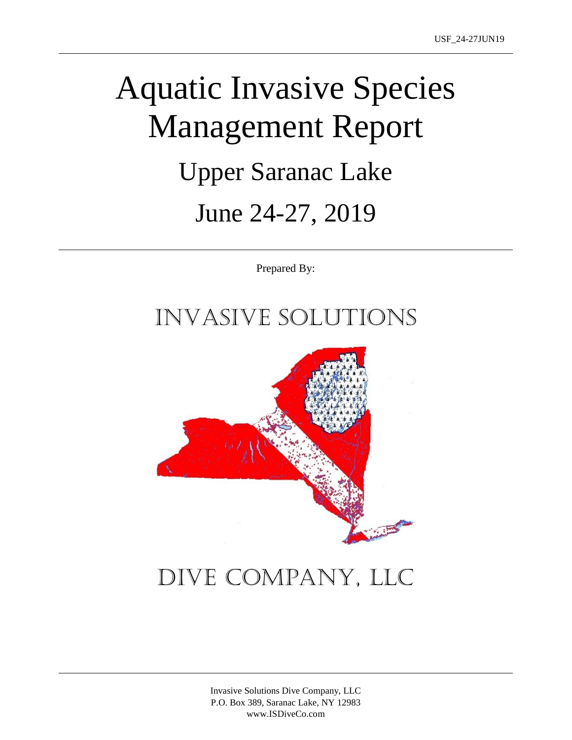# Aquatic Invasive Species Management Report

## Upper Saranac Lake

## June 24-27, 2019

Prepared By:

INVASIVE SOLUTIONS

DIVE COMPANY, LLC

Invasive Solutions Dive Company, LLC
P.O. Box 389, Saranac Lake, NY 12983
www.ISDiveCo.com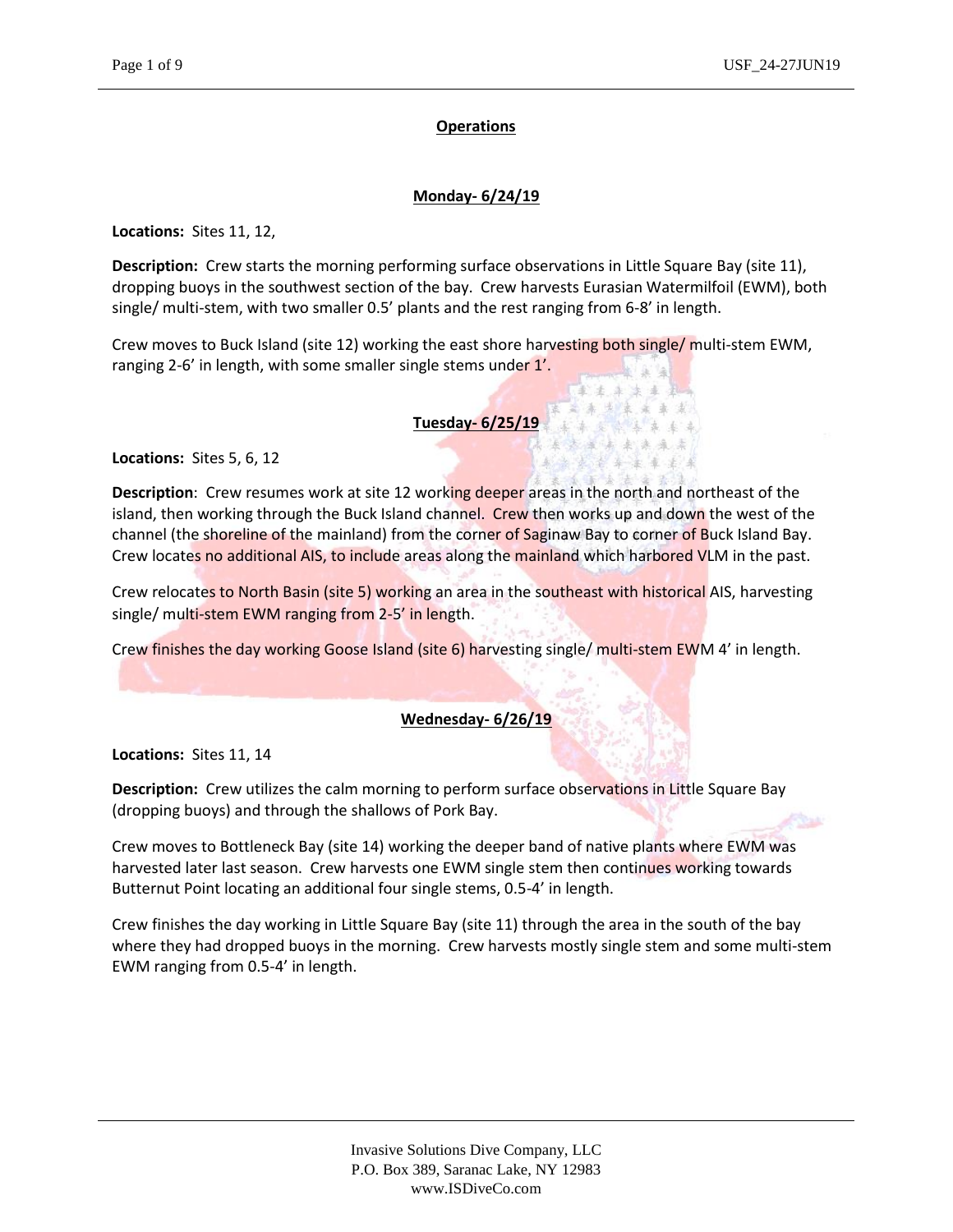## Operations

### Monday- 6/24/19

**Locations:** Sites 11, 12,

**Description:** Crew starts the morning performing surface observations in Little Square Bay (site 11), dropping buoys in the southwest section of the bay. Crew harvests Eurasian Watermilfoil (EWM), both single/ multi-stem, with two smaller 0.5' plants and the rest ranging from 6-8' in length.

Crew moves to Buck Island (site 12) working the east shore harvesting both single/ multi-stem EWM, ranging 2-6' in length, with some smaller single stems under 1'.

### Tuesday- 6/25/19

**Locations:** Sites 5, 6, 12

**Description**: Crew resumes work at site 12 working deeper areas in the north and northeast of the island, then working through the Buck Island channel. Crew then works up and down the west of the channel (the shoreline of the mainland) from the corner of Saginaw Bay to corner of Buck Island Bay. Crew locates no additional AIS, to include areas along the mainland which harbored VLM in the past.

Crew relocates to North Basin (site 5) working an area in the southeast with historical AIS, harvesting single/ multi-stem EWM ranging from 2-5' in length.

Crew finishes the day working Goose Island (site 6) harvesting single/ multi-stem EWM 4' in length.

### Wednesday- 6/26/19

**Locations:** Sites 11, 14

**Description:** Crew utilizes the calm morning to perform surface observations in Little Square Bay (dropping buoys) and through the shallows of Pork Bay.

Crew moves to Bottleneck Bay (site 14) working the deeper band of native plants where EWM was harvested later last season. Crew harvests one EWM single stem then continues working towards Butternut Point locating an additional four single stems, 0.5-4' in length.

Crew finishes the day working in Little Square Bay (site 11) through the area in the south of the bay where they had dropped buoys in the morning. Crew harvests mostly single stem and some multi-stem EWM ranging from 0.5-4' in length.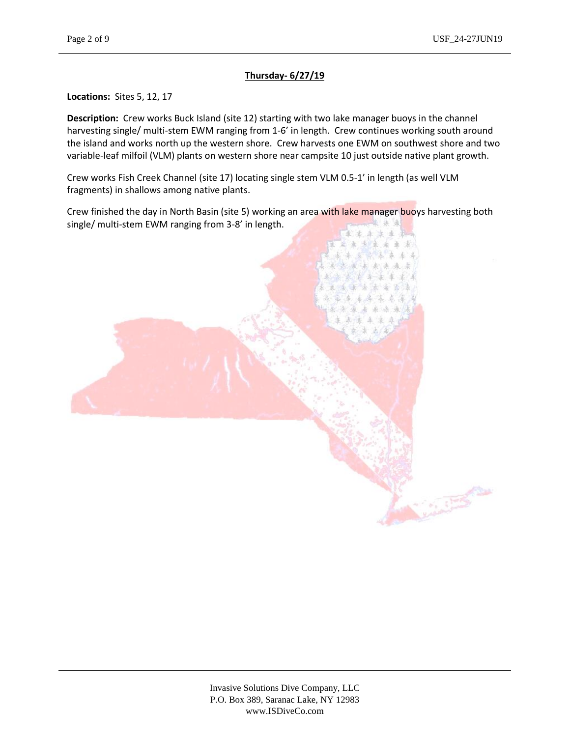**Thursday- 6/27/19**

**Locations:** Sites 5, 12, 17

**Description:** Crew works Buck Island (site 12) starting with two lake manager buoys in the channel harvesting single/ multi-stem EWM ranging from 1-6' in length. Crew continues working south around the island and works north up the western shore. Crew harvests one EWM on southwest shore and two variable-leaf milfoil (VLM) plants on western shore near campsite 10 just outside native plant growth.

Crew works Fish Creek Channel (site 17) locating single stem VLM 0.5-1' in length (as well VLM fragments) in shallows among native plants.

Crew finished the day in North Basin (site 5) working an area with lake manager buoys harvesting both single/ multi-stem EWM ranging from 3-8' in length.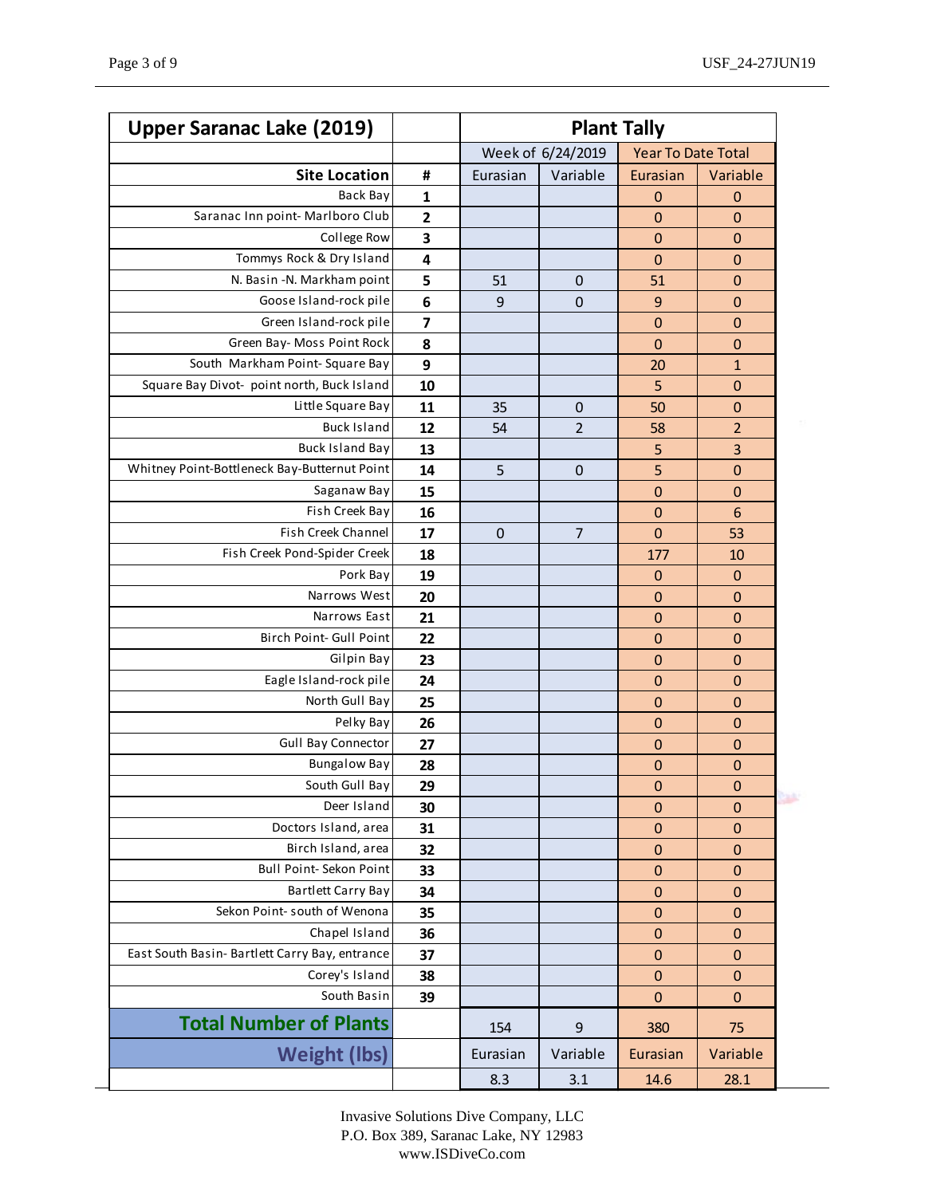| Upper Saranac Lake (2019) | | Plant Tally | | | |
|---|---|---|---|---|---|
| | | Week of 6/24/2019 | | Year To Date Total | |
| Site Location | # | Eurasian | Variable | Eurasian | Variable |
| Back Bay | 1 | | | 0 | 0 |
| Saranac Inn point- Marlboro Club | 2 | | | 0 | 0 |
| College Row | 3 | | | 0 | 0 |
| Tommys Rock & Dry Island | 4 | | | 0 | 0 |
| N. Basin -N. Markham point | 5 | 51 | 0 | 51 | 0 |
| Goose Island-rock pile | 6 | 9 | 0 | 9 | 0 |
| Green Island-rock pile | 7 | | | 0 | 0 |
| Green Bay- Moss Point Rock | 8 | | | 0 | 0 |
| South Markham Point- Square Bay | 9 | | | 20 | 1 |
| Square Bay Divot- point north, Buck Island | 10 | | | 5 | 0 |
| Little Square Bay | 11 | 35 | 0 | 50 | 0 |
| Buck Island | 12 | 54 | 2 | 58 | 2 |
| Buck Island Bay | 13 | | | 5 | 3 |
| Whitney Point-Bottleneck Bay-Butternut Point | 14 | 5 | 0 | 5 | 0 |
| Saganaw Bay | 15 | | | 0 | 0 |
| Fish Creek Bay | 16 | | | 0 | 6 |
| Fish Creek Channel | 17 | 0 | 7 | 0 | 53 |
| Fish Creek Pond-Spider Creek | 18 | | | 177 | 10 |
| Pork Bay | 19 | | | 0 | 0 |
| Narrows West | 20 | | | 0 | 0 |
| Narrows East | 21 | | | 0 | 0 |
| Birch Point- Gull Point | 22 | | | 0 | 0 |
| Gilpin Bay | 23 | | | 0 | 0 |
| Eagle Island-rock pile | 24 | | | 0 | 0 |
| North Gull Bay | 25 | | | 0 | 0 |
| Pelky Bay | 26 | | | 0 | 0 |
| Gull Bay Connector | 27 | | | 0 | 0 |
| Bungalow Bay | 28 | | | 0 | 0 |
| South Gull Bay | 29 | | | 0 | 0 |
| Deer Island | 30 | | | 0 | 0 |
| Doctors Island, area | 31 | | | 0 | 0 |
| Birch Island, area | 32 | | | 0 | 0 |
| Bull Point- Sekon Point | 33 | | | 0 | 0 |
| Bartlett Carry Bay | 34 | | | 0 | 0 |
| Sekon Point- south of Wenona | 35 | | | 0 | 0 |
| Chapel Island | 36 | | | 0 | 0 |
| East South Basin- Bartlett Carry Bay, entrance | 37 | | | 0 | 0 |
| Corey's Island | 38 | | | 0 | 0 |
| South Basin | 39 | | | 0 | 0 |
| **Total Number of Plants** | | 154 | 9 | 380 | 75 |
| **Weight (lbs)** | | Eurasian | Variable | Eurasian | Variable |
| | | 8.3 | 3.1 | 14.6 | 28.1 |

Invasive Solutions Dive Company, LLC
P.O. Box 389, Saranac Lake, NY 12983
www.ISDiveCo.com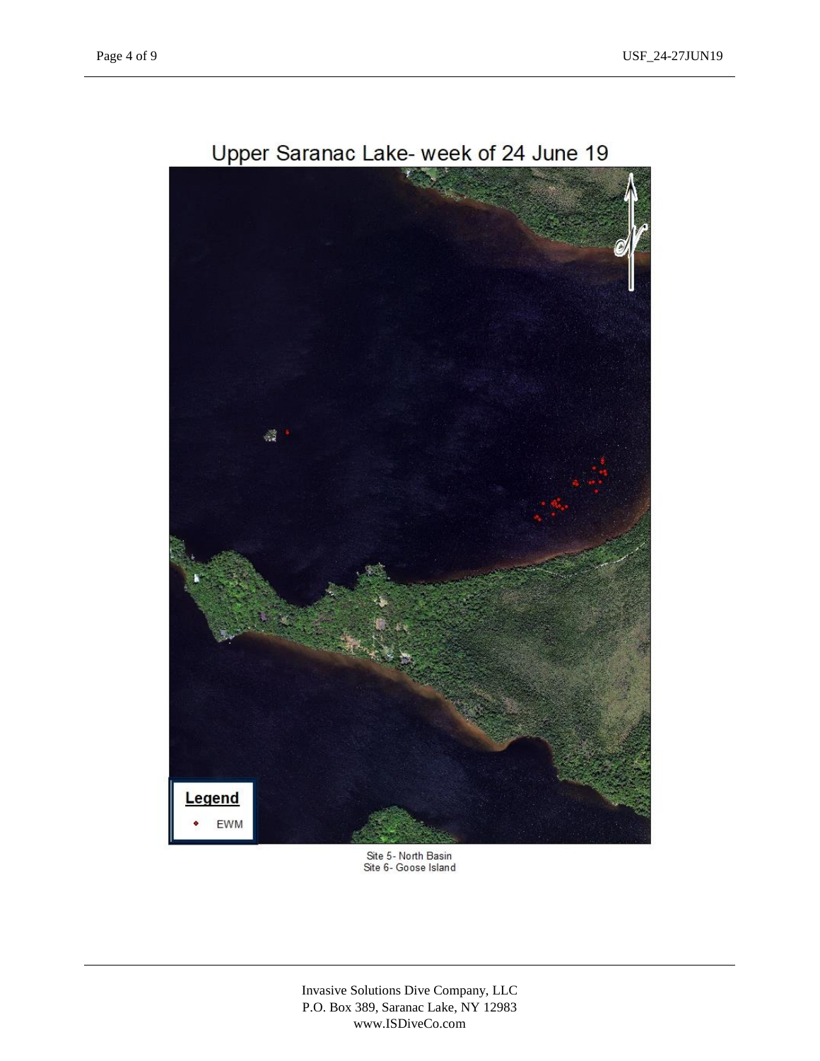Upper Saranac Lake- week of 24 June 19

Legend

EWM

Site 5- North Basin
Site 6- Goose Island

Invasive Solutions Dive Company, LLC
P.O. Box 389, Saranac Lake, NY 12983
www.ISDiveCo.com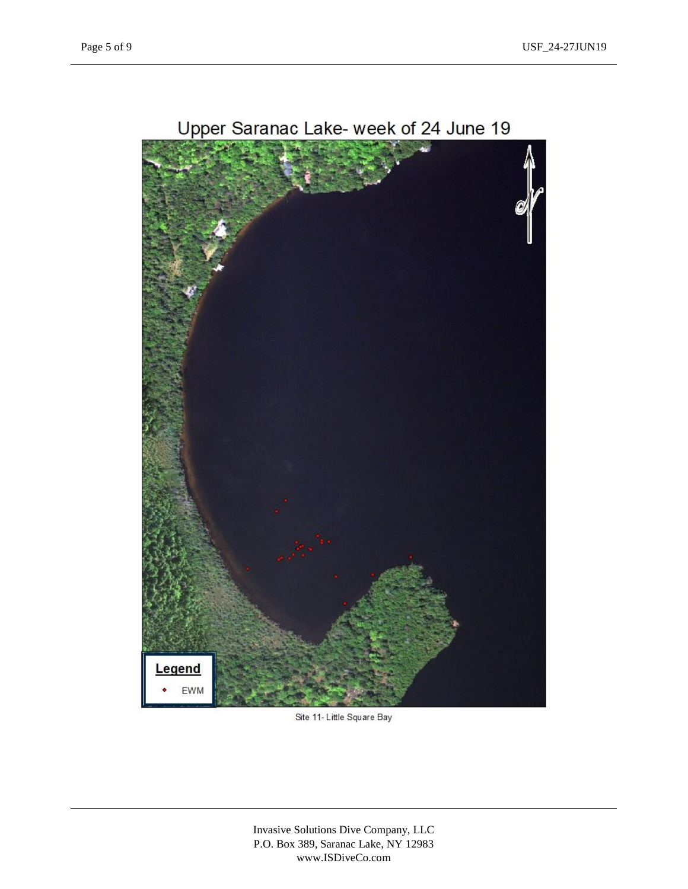Upper Saranac Lake- week of 24 June 19

Legend

EWM

Site 11- Little Square Bay

Invasive Solutions Dive Company, LLC
P.O. Box 389, Saranac Lake, NY 12983
www.ISDiveCo.com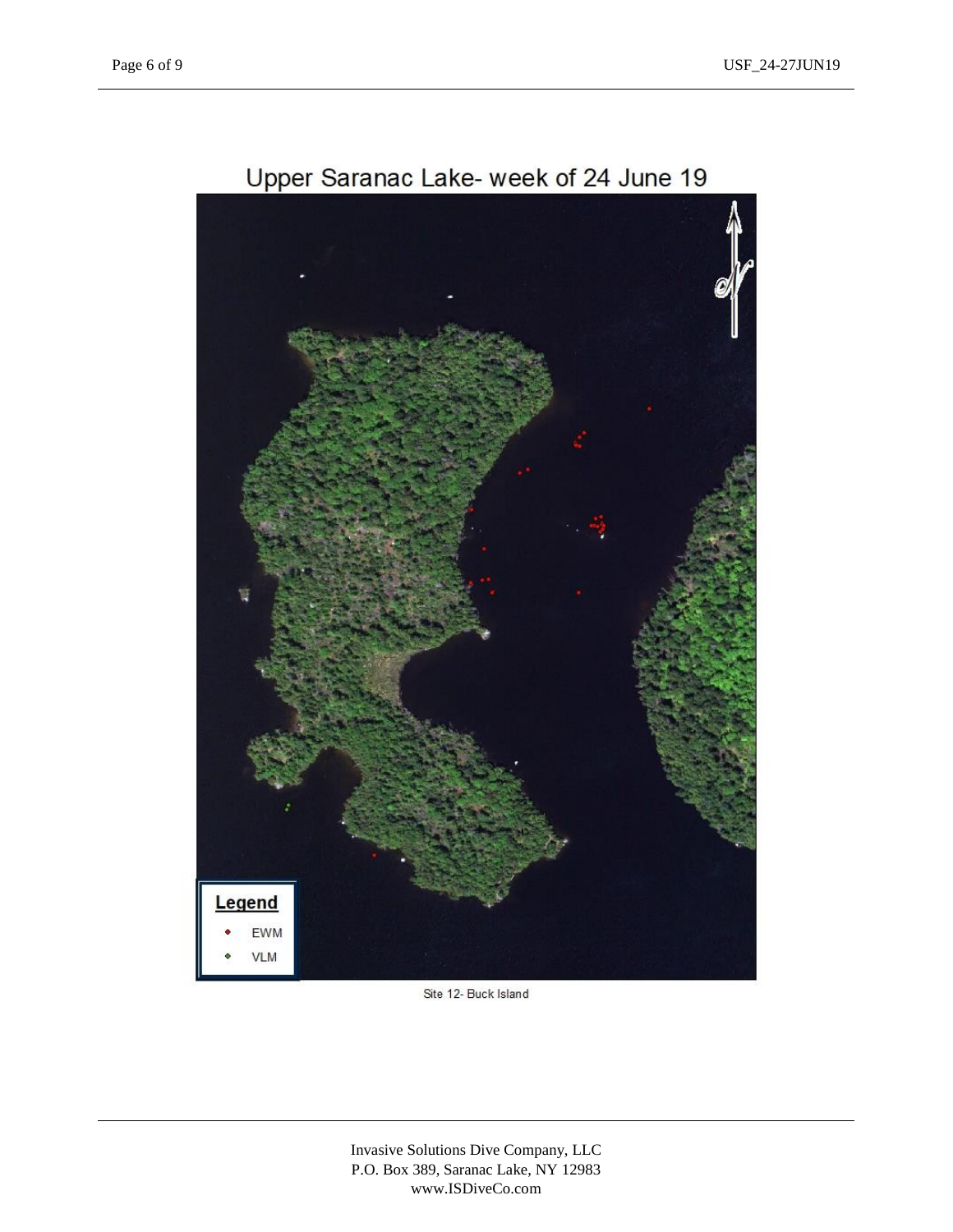Upper Saranac Lake- week of 24 June 19

Legend

- EWM
- VLM

Site 12- Buck Island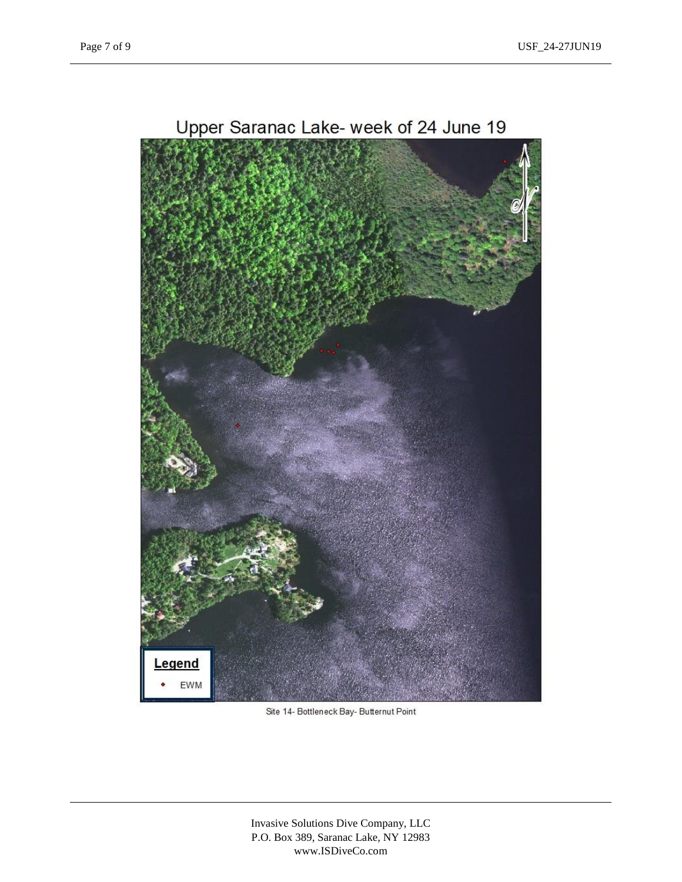Upper Saranac Lake- week of 24 June 19

Legend

EWM

Site 14- Bottleneck Bay- Butternut Point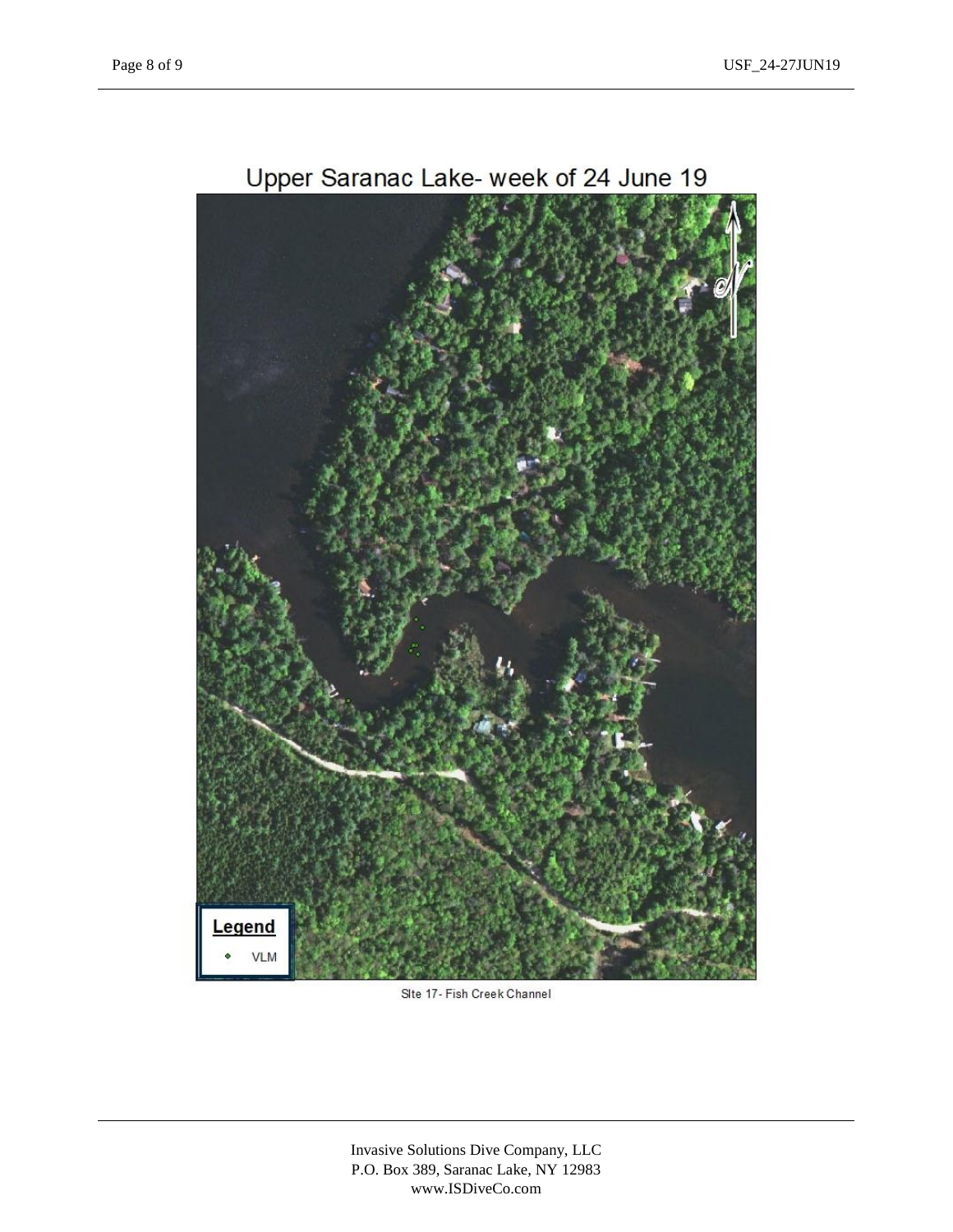Upper Saranac Lake- week of 24 June 19

Legend

VLM

SIte 17- Fish Creek Channel

Invasive Solutions Dive Company, LLC
P.O. Box 389, Saranac Lake, NY 12983
www.ISDiveCo.com